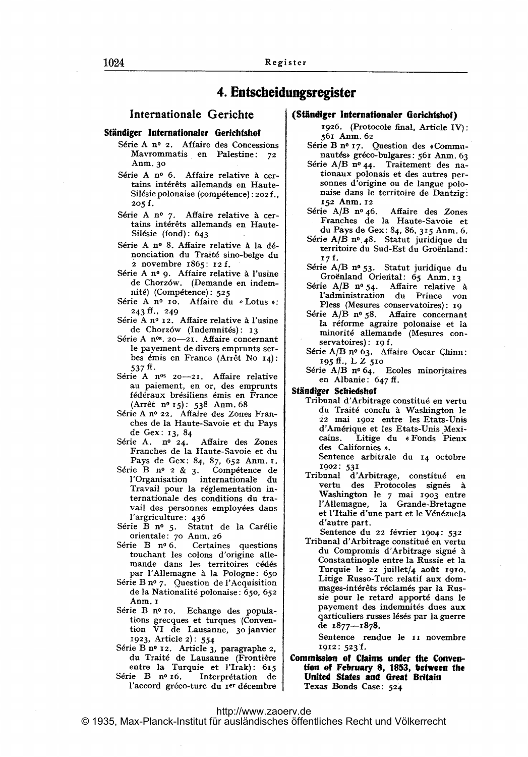# 4. Entscheidungsregister

## Internationale Gerichte

### Ständiger Internationaler Gerichtshof

Série A nº 2. Affaire des Concessions Mavrommatis en Palestine: 72 Anm. 30

Série A nº 6. Affaire relative à certains intérêts allemands en Haute-Silésie polonaise (compétence): 202 f., 205 f.

Série A nº 7. Affaire relative à certains intérêts allemands en Haute-Silésie (fond): 643

Série A nº 8. Affaire relative à la dénonciation du Traité sino-belge du 2 novembre 1865: 12 f.

Série A nº 9. Affaire relative à l'usine de Chorzów. (Demande en indemnité) (Compétence): 525

Série A nº 10. Affaire du « Lotus »: 243 ff., 249

Série A nº 12. Affaire relative à l'usine de Chorzów (Indemnités): 13

Série A nºs. 20—21. Affaire concernant le payement de divers emprunts serbes émis en France (Arrêt No 14): 537 ff.

Série A nºs 20—21. Affaire relative au paiement, en or, des emprunts fédéraux brésiliens émis en France (Arrêt nº 15): 538 Anm. 68

Série A nº 22. Affaire des Zones Franches de la Haute-Savoie et du Pays de Gex: 13, 84

Série A. nº 24. Affaire des Zones Franches de la Haute-Savoie et du Pays de Gex: 84, 87, 652 Anm. 1.

Série B nº 2 & 3. Compétence de l'Organisation internationale du Travail pour la réglementation internationale des conditions du travail des personnes employées dans l'argriculture: 436

Série B nº 5. Statut de la Carélie orientale: 70 Anm. 26

Série B nº 6. Certaines questions touchant les colons d'origine allemande dans les territoires cédés par l'Allemagne à la Pologne: 650

Série B nº 7. Question de l'Acquisition de la Nationalité polonaise: 650, 652 Anm. 1

Série B nº 10. Echange des populations grecques et turques (Convention VI de Lausanne, 30 janvier 1923, Article 2): 554

Série B nº 12. Article 3, paragraphe 2, du Traité de Lausanne (Frontière entre la Turquie et l'Irak): 615

Série B nº 16. Interprétation de l'accord gréco-turc du 1er décembre 1926. (Protocole final, Article IV): 561 Anm. 62

Série B nº 17. Question des «Communautés» gréco-bulgares: 561 Anm. 63

Série A/B nº 44. Traitement des nationaux polonais et des autres personnes d'origine ou de langue polonaise dans le territoire de Dantzig: 152 Anm. 12

Série A/B nº 46. Affaire des Zones Franches de la Haute-Savoie et du Pays de Gex: 84, 86, 315 Anm. 6.

Série A/B nº 48. Statut juridique du territoire du Sud-Est du Groënland: 17 f.

Série A/B nº 53. Statut juridique du Groënland Oriental: 65 Anm. 13

Série A/B nº 54. Affaire relative à l'administration du Prince von Pless (Mesures conservatoires): 19

Série A/B nº 58. Affaire concernant la réforme agraire polonaise et la minorité allemande (Mesures conservatoires): 19 f.

Série A/B nº 63. Affaire Oscar Chinn: 195 ff., L Z 510

Série A/B nº 64. Ecoles minoritaires en Albanie: 647 ff.

### Ständiger Schiedshof

Tribunal d'Arbitrage constitué en vertu du Traité conclu à Washington le 22 mai 1902 entre les Etats-Unis d'Amérique et les Etats-Unis Mexicains. Litige du « Fonds Pieux des Californies ».

Sentence arbitrale du 14 octobre 1902: 531

Tribunal d'Arbitrage, constitué en vertu des Protocoles signés à Washington le 7 mai 1903 entre l'Allemagne, la Grande-Bretagne et l'Italie d'une part et le Vénézuela d'autre part.

Sentence du 22 février 1904: 532

Tribunal d'Arbitrage constitué en vertu du Compromis d'Arbitrage signé à Constantinople entre la Russie et la Turquie le 22 juillet/4 août 1910. Litige Russo-Turc relatif aux dommages-intérêts réclamés par la Russie pour le retard apporté dans le payement des indemnités dues aux qarticuliers russes lésés par la guerre de 1877—1878.

Sentence rendue le 11 novembre 1912: 523 f.

### Commission of Claims under the Convention of February 8, 1853, between the United States and Great Britain

Texas Bonds Case: 524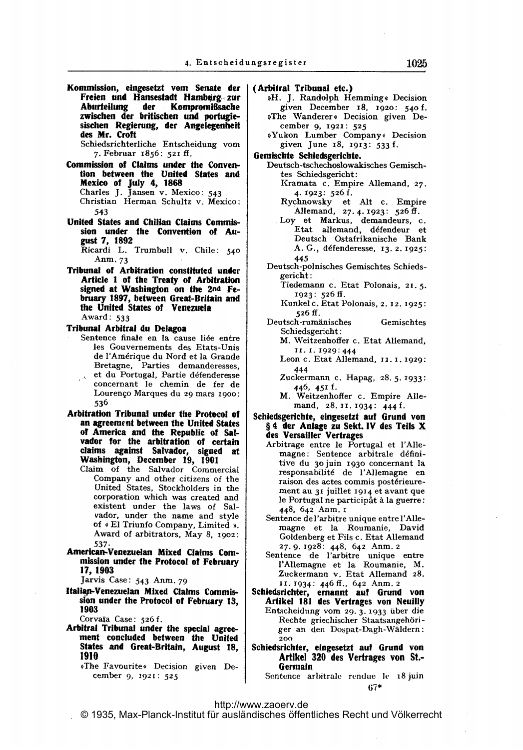**Kommission, eingesetzt vom Senate der Freien und Hansestadt Hamburg zur Aburteilung der Kompromißsache zwischen der britischen und portugiesischen Regierung, der Angelegenheit des Mr. Croft**

Schiedsrichterliche Entscheidung vom 7. Februar 1856: 521 ff.

**Commission of Claims under the Convention between the United States and Mexico of July 4, 1868**

Charles J. Jansen v. Mexico: 543

Christian Herman Schultz v. Mexico: 543

**United States and Chilian Claims Commission under the Convention of August 7, 1892**

Ricardi L. Trumbull v. Chile: 540 Anm. 73

**Tribunal of Arbitration constituted under Article 1 of the Treaty of Arbitration signed at Washington on the 2nd February 1897, between Great-Britain and the United States of Venezuela**

Award: 533

**Tribunal Arbitral du Delagoa**

Sentence finale en la cause liée entre les Gouvernements des Etats-Unis de l'Amérique du Nord et la Grande Bretagne, Parties demanderesses, et du Portugal, Partie défenderesse concernant le chemin de fer de Lourenço Marques du 29 mars 1900: 536

**Arbitration Tribunal under the Protocol of an agreement between the United States of America and the Republic of Salvador for the arbitration of certain claims against Salvador, signed at Washington, December 19, 1901**

Claim of the Salvador Commercial Company and other citizens of the United States, Stockholders in the corporation which was created and existent under the laws of Salvador, under the name and style of « El Triunfo Company, Limited ». Award of arbitrators, May 8, 1902: 537.

**American-Venezuelan Mixed Claims Commission under the Protocol of February 17, 1903**

Jarvis Case: 543 Anm. 79

**Italian-Venezuelan Mixed Claims Commission under the Protocol of February 13, 1903**

Corvaïa Case: 526 f.

**Arbitral Tribunal under the special agreement concluded between the United States and Great-Britain, August 18, 1910**

»The Favourite« Decision given December 9, 1921: 525

**(Arbitral Tribunal etc.)**

»H. J. Randolph Hemming« Decision given December 18, 1920: 540 f.

»The Wanderer« Decision given December 9, 1921: 525

»Yukon Lumber Company« Decision given June 18, 1913: 533 f.

**Gemischte Schiedsgerichte.**

Deutsch-tschechoslowakisches Gemischtes Schiedsgericht:

- Kramata c. Empire Allemand, 27. 4. 1923: 526 f.
- Rychnowsky et Alt c. Empire Allemand, 27. 4. 1923: 526 ff.
- Loy et Markus, demandeurs, c. Etat allemand, défendeur et Deutsch Ostafrikanische Bank A. G., défenderesse, 13. 2. 1925: 445

Deutsch-polnisches Gemischtes Schiedsgericht:

- Tiedemann c. Etat Polonais, 21. 5. 1923: 526 ff.
- Kunkel c. Etat Polonais, 2. 12. 1925: 526 ff.

Deutsch-rumänisches Gemischtes Schiedsgericht:

- M. Weitzenhoffer c. Etat Allemand, 11. 1. 1929: 444
- Leon c. Etat Allemand, 11. 1. 1929: 444
- Zuckermann c. Hapag, 28. 5. 1933: 446, 451 f.
- M. Weitzenhoffer c. Empire Allemand, 28. 11. 1934: 444 f.

**Schiedsgerichte, eingesetzt auf Grund von § 4 der Anlage zu Sekt. IV des Teils X des Versailler Vertrages**

Arbitrage entre le Portugal et l'Allemagne: Sentence arbitrale définitive du 30 juin 1930 concernant la responsabilité de l'Allemagne en raison des actes commis postérieurement au 31 juillet 1914 et avant que le Portugal ne participât à la guerre: 448, 642 Anm. 1

Sentence de l'arbitre unique entre l'Allemagne et la Roumanie, David Goldenberg et Fils c. Etat Allemand 27. 9. 1928: 448, 642 Anm. 2

Sentence de l'arbitre unique entre l'Allemagne et la Roumanie, M. Zuckermann v. Etat Allemand 28. 11. 1934: 446 ff., 642 Anm. 2

**Schiedsrichter, ernannt auf Grund von Artikel 181 des Vertrages von Neuilly**

Entscheidung vom 29. 3. 1933 über die Rechte griechischer Staatsangehöriger an den Dospat-Dagh-Wäldern: 200

**Schiedsrichter, eingesetzt auf Grund von Artikel 320 des Vertrages von St.-Germain**

Sentence arbitrale rendue le 18 juin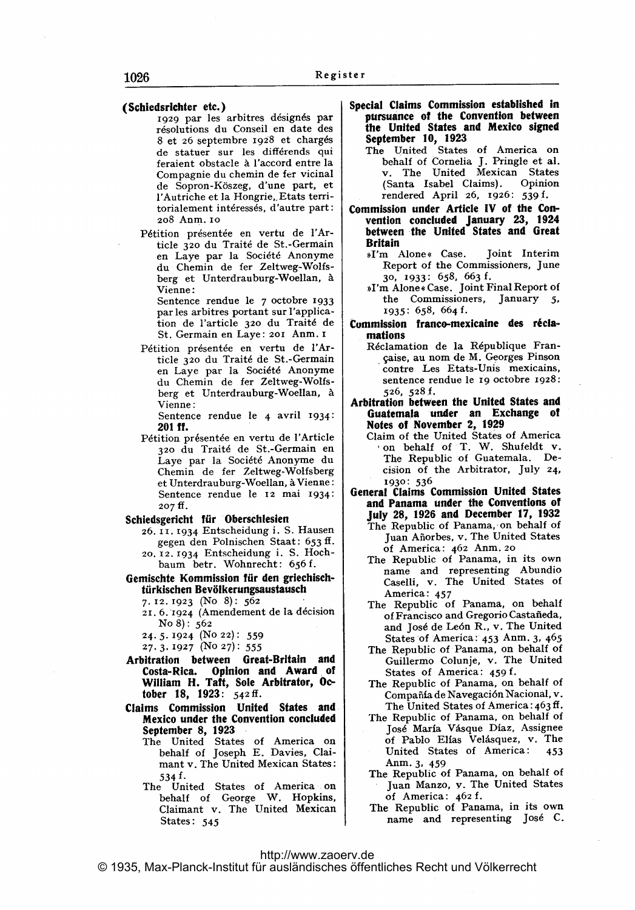**(Schiedsrichter etc.)**

1929 par les arbitres désignés par résolutions du Conseil en date des 8 et 26 septembre 1928 et chargés de statuer sur les différends qui feraient obstacle à l'accord entre la Compagnie du chemin de fer vicinal de Sopron-Köszeg, d'une part, et l'Autriche et la Hongrie, Etats territorialement intéressés, d'autre part: 208 Anm. 10

Pétition présentée en vertu de l'Article 320 du Traité de St.-Germain en Laye par la Société Anonyme du Chemin de fer Zeltweg-Wolfsberg et Unterdrauburg-Woellan, à Vienne:
Sentence rendue le 7 octobre 1933 par les arbitres portant sur l'application de l'article 320 du Traité de St. Germain en Laye: 201 Anm. 1

Pétition présentée en vertu de l'Article 320 du Traité de St.-Germain en Laye par la Société Anonyme du Chemin de fer Zeltweg-Wolfsberg et Unterdrauburg-Woellan, à Vienne:
Sentence rendue le 4 avril 1934: **201 ff.**

Pétition présentée en vertu de l'Article 320 du Traité de St.-Germain en Laye par la Société Anonyme du Chemin de fer Zeltweg-Wolfsberg et Unterdrauburg-Woellan, à Vienne: Sentence rendue le 12 mai 1934: 207 ff.

**Schiedsgericht für Oberschlesien**

26. 11. 1934 Entscheidung i. S. Hausen gegen den Polnischen Staat: 653 ff.
20. 12. 1934 Entscheidung i. S. Hochbaum betr. Wohnrecht: 656 f.

**Gemischte Kommission für den griechisch-türkischen Bevölkerungsaustausch**

7. 12. 1923 (No 8): 562
21. 6. 1924 (Amendement de la décision No 8): 562
24. 5. 1924 (No 22): 559
27. 3. 1927 (No 27): 555

**Arbitration between Great-Britain and Costa-Rica. Opinion and Award of William H. Taft, Sole Arbitrator, October 18, 1923:** 542 ff.

**Claims Commission United States and Mexico under the Convention concluded September 8, 1923**

The United States of America on behalf of Joseph E. Davies, Claimant v. The United Mexican States: 534 f.

The United States of America on behalf of George W. Hopkins, Claimant v. The United Mexican States: 545

**Special Claims Commission established in pursuance of the Convention between the United States and Mexico signed September 10, 1923**

The United States of America on behalf of Cornelia J. Pringle et al. v. The United Mexican States (Santa Isabel Claims). Opinion rendered April 26, 1926: 539 f.

**Commission under Article IV of the Convention concluded January 23, 1924 between the United States and Great Britain**

»I'm Alone« Case. Joint Interim Report of the Commissioners, June 30, 1933: 658, 663 f.

»I'm Alone« Case. Joint Final Report of the Commissioners, January 5, 1935: 658, 664 f.

**Commission franco-mexicaine des réclamations**

Réclamation de la République Française, au nom de M. Georges Pinson contre Les Etats-Unis mexicains, sentence rendue le 19 octobre 1928: 526, 528 f.

**Arbitration between the United States and Guatemala under an Exchange of Notes of November 2, 1929**

Claim of the United States of America on behalf of T. W. Shufeldt v. The Republic of Guatemala. Decision of the Arbitrator, July 24, 1930: 536

**General Claims Commission United States and Panama under the Conventions of July 28, 1926 and December 17, 1932**

The Republic of Panama, on behalf of Juan Añorbes, v. The United States of America: 462 Anm. 20

The Republic of Panama, in its own name and representing Abundio Caselli, v. The United States of America: 457

The Republic of Panama, on behalf of Francisco and Gregorio Castañeda, and José de León R., v. The United States of America: 453 Anm. 3, 465

The Republic of Panama, on behalf of Guillermo Colunje, v. The United States of America: 459 f.

The Republic of Panama, on behalf of Compañía de Navegación Nacional, v. The United States of America: 463 ff.

The Republic of Panama, on behalf of José María Vásque Díaz, Assignee of Pablo Elías Velásquez, v. The United States of America: 453 Anm. 3, 459

The Republic of Panama, on behalf of Juan Manzo, v. The United States of America: 462 f.

The Republic of Panama, in its own name and representing José C.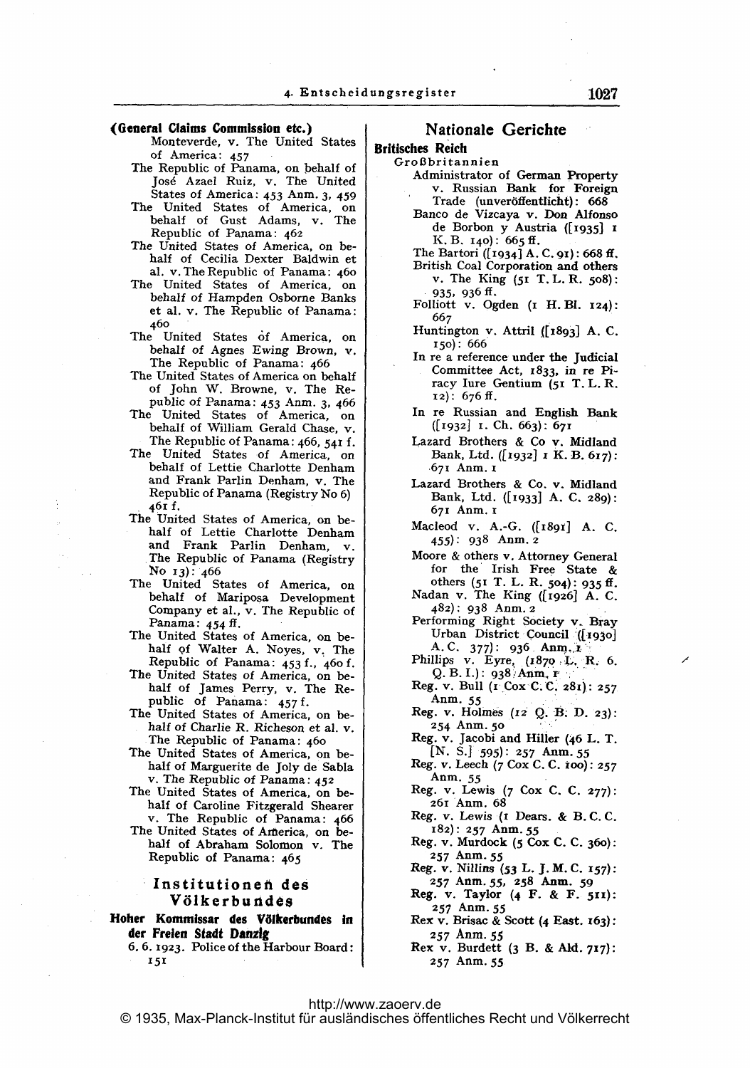**(General Claims Commission etc.)**

Monteverde, v. The United States of America: 457

The Republic of Panama, on behalf of José Azael Ruiz, v. The United States of America: 453 Anm. 3, 459

The United States of America, on behalf of Gust Adams, v. The Republic of Panama: 462

The United States of America, on behalf of Cecilia Dexter Baldwin et al. v. The Republic of Panama: 460

The United States of America, on behalf of Hampden Osborne Banks et al. v. The Republic of Panama: 460

The United States of America, on behalf of Agnes Ewing Brown, v. The Republic of Panama: 466

The United States of America on behalf of John W. Browne, v. The Republic of Panama: 453 Anm. 3, 466

The United States of America, on behalf of William Gerald Chase, v. The Republic of Panama: 466, 541 f.

The United States of America, on behalf of Lettie Charlotte Denham and Frank Parlin Denham, v. The Republic of Panama (Registry No 6) 461 f.

The United States of America, on behalf of Lettie Charlotte Denham and Frank Parlin Denham, v. The Republic of Panama (Registry No 13): 466

The United States of America, on behalf of Mariposa Development Company et al., v. The Republic of Panama: 454 ff.

The United States of America, on behalf of Walter A. Noyes, v. The Republic of Panama: 453 f., 460 f.

The United States of America, on behalf of James Perry, v. The Republic of Panama: 457 f.

The United States of America, on behalf of Charlie R. Richeson et al. v. The Republic of Panama: 460

The United States of America, on behalf of Marguerite de Joly de Sabla v. The Republic of Panama: 452

The United States of America, on behalf of Caroline Fitzgerald Shearer v. The Republic of Panama: 466

The United States of America, on behalf of Abraham Solomon v. The Republic of Panama: 465

## Institutionen des Völkerbundes

**Hoher Kommissar des Völkerbundes in der Freien Stadt Danzig**

6. 6. 1923. Police of the Harbour Board: 151

## Nationale Gerichte

**Britisches Reich**

Großbritannien

Administrator of German Property v. Russian Bank for Foreign Trade (unveröffentlicht): 668

Banco de Vizcaya v. Don Alfonso de Borbon y Austria ([1935] 1 K. B. 140): 665 ff.

The Bartori ([1934] A. C. 91): 668 ff.

British Coal Corporation and others v. The King (51 T. L. R. 508): 935, 936 ff.

Folliott v. Ogden (1 H. Bl. 124): 667

Huntington v. Attril ([1893] A. C. 150): 666

In re a reference under the Judicial Committee Act, 1833, in re Piracy Iure Gentium (51 T. L. R. 12): 676 ff.

In re Russian and English Bank ([1932] 1. Ch. 663): 671

Lazard Brothers & Co v. Midland Bank, Ltd. ([1932] 1 K. B. 617): 671 Anm. 1

Lazard Brothers & Co. v. Midland Bank, Ltd. ([1933] A. C. 289): 671 Anm. 1

Macleod v. A.-G. ([1891] A. C. 455): 938 Anm. 2

Moore & others v. Attorney General for the Irish Free State & others (51 T. L. R. 504): 935 ff.

Nadan v. The King ([1926] A. C. 482): 938 Anm. 2

Performing Right Society v. Bray Urban District Council ([1930] A. C. 377): 936 Anm. 1

Phillips v. Eyre, (1870 L. R. 6. Q. B. I.): 938 Anm. 1

Reg. v. Bull (1 Cox C. C. 281): 257 Anm. 55

Reg. v. Holmes (12 Q. B. D. 23): 254 Anm. 50

Reg. v. Jacobi and Hiller (46 L. T. [N. S.] 595): 257 Anm. 55

Reg. v. Leech (7 Cox C. C. 100): 257 Anm. 55

Reg. v. Lewis (7 Cox C. C. 277): 261 Anm. 68

Reg. v. Lewis (1 Dears. & B. C. C. 182): 257 Anm. 55

Reg. v. Murdock (5 Cox C. C. 360): 257 Anm. 55

Reg. v. Nillins (53 L. J. M. C. 157): 257 Anm. 55, 258 Anm. 59

Reg. v. Taylor (4 F. & F. 511): 257 Anm. 55

Rex v. Brisac & Scott (4 East. 163): 257 Anm. 55

Rex v. Burdett (3 B. & Ald. 717): 257 Anm. 55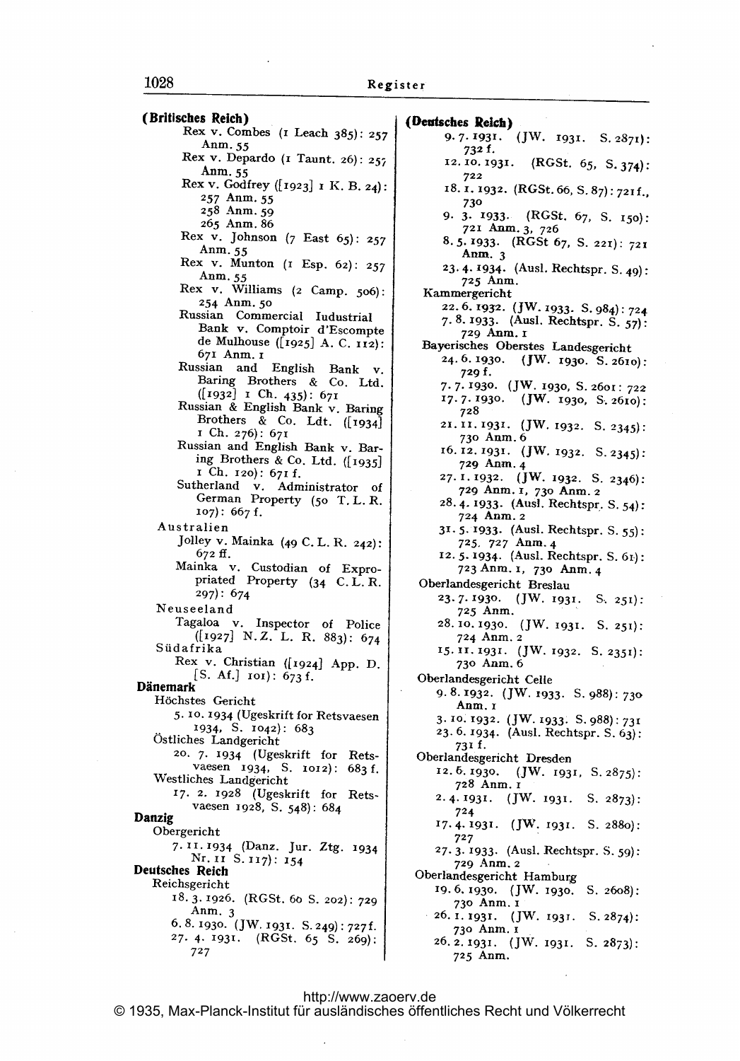**(Britisches Reich)**

- Rex v. Combes (1 Leach 385): 257 Anm. 55
- Rex v. Depardo (1 Taunt. 26): 257 Anm. 55
- Rex v. Godfrey ([1923] 1 K. B. 24): 257 Anm. 55
  - 258 Anm. 59
  - 265 Anm. 86
- Rex v. Johnson (7 East 65): 257 Anm. 55
- Rex v. Munton (1 Esp. 62): 257 Anm. 55
- Rex v. Williams (2 Camp. 506): 254 Anm. 50
- Russian Commercial Iudustrial Bank v. Comptoir d'Escompte de Mulhouse ([1925] A. C. 112): 671 Anm. 1
- Russian and English Bank v. Baring Brothers & Co. Ltd. ([1932] 1 Ch. 435): 671
- Russian & English Bank v. Baring Brothers & Co. Ldt. ([1934] 1 Ch. 276): 671
- Russian and English Bank v. Baring Brothers & Co. Ltd. ([1935] 1 Ch. 120): 671 f.
- Sutherland v. Administrator of German Property (50 T. L. R. 107): 667 f.

Australien
- Jolley v. Mainka (49 C. L. R. 242): 672 ff.
- Mainka v. Custodian of Expropriated Property (34 C. L. R. 297): 674

Neuseeland
- Tagaloa v. Inspector of Police ([1927] N. Z. L. R. 883): 674

Südafrika
- Rex v. Christian ([1924] App. D. [S. Af.] 101): 673 f.

**Dänemark**

Höchstes Gericht
- 5. 10. 1934 (Ugeskrift for Retsvaesen 1934, S. 1042): 683

Östliches Landgericht
- 20. 7. 1934 (Ugeskrift for Retsvaesen 1934, S. 1012): 683 f.

Westliches Landgericht
- 17. 2. 1928 (Ugeskrift for Retsvaesen 1928, S. 548): 684

**Danzig**

Obergericht
- 7. 11. 1934 (Danz. Jur. Ztg. 1934 Nr. 11 S. 117): 154

**Deutsches Reich**

Reichsgericht
- 18. 3. 1926. (RGSt. 60 S. 202): 729 Anm. 3
- 6. 8. 1930. (JW. 1931. S. 249): 727 f.
- 27. 4. 1931. (RGSt. 65 S. 269): 727
- 9. 7. 1931. (JW. 1931. S. 2871): 732 f.
- 12. 10. 1931. (RGSt. 65, S. 374): 722
- 18. 1. 1932. (RGSt. 66, S. 87): 721 f., 730
- 9. 3. 1933. (RGSt. 67, S. 150): 721 Anm. 3, 726
- 8. 5. 1933. (RGSt 67, S. 221): 721 Anm. 3
- 23. 4. 1934. (Ausl. Rechtspr. S. 49): 725 Anm.

Kammergericht
- 22. 6. 1932. (JW. 1933. S. 984): 724
- 7. 8. 1933. (Ausl. Rechtspr. S. 57): 729 Anm. 1

Bayerisches Oberstes Landesgericht
- 24. 6. 1930. (JW. 1930. S. 2610): 729 f.
- 7. 7. 1930. (JW. 1930, S. 2601: 722
- 17. 7. 1930. (JW. 1930, S. 2610): 728
- 21. 11. 1931. (JW. 1932. S. 2345): 730 Anm. 6
- 16. 12. 1931. (JW. 1932. S. 2345): 729 Anm. 4
- 27. 1. 1932. (JW. 1932. S. 2346): 729 Anm. 1, 730 Anm. 2
- 28. 4. 1933. (Ausl. Rechtspr. S. 54): 724 Anm. 2
- 31. 5. 1933. (Ausl. Rechtspr. S. 55): 725, 727 Anm. 4
- 12. 5. 1934. (Ausl. Rechtspr. S. 61): 723 Anm. 1, 730 Anm. 4

Oberlandesgericht Breslau
- 23. 7. 1930. (JW. 1931. S. 251): 725 Anm.
- 28. 10. 1930. (JW. 1931. S. 251): 724 Anm. 2
- 15. 11. 1931. (JW. 1932. S. 2351): 730 Anm. 6

Oberlandesgericht Celle
- 9. 8. 1932. (JW. 1933. S. 988): 730 Anm. 1
- 3. 10. 1932. (JW. 1933. S. 988): 731
- 23. 6. 1934. (Ausl. Rechtspr. S. 63): 731 f.

Oberlandesgericht Dresden
- 12. 6. 1930. (JW. 1931, S. 2875): 728 Anm. 1
- 2. 4. 1931. (JW. 1931. S. 2873): 724
- 17. 4. 1931. (JW. 1931. S. 2880): 727
- 27. 3. 1933. (Ausl. Rechtspr. S. 59): 729 Anm. 2

Oberlandesgericht Hamburg
- 19. 6. 1930. (JW. 1930. S. 2608): 730 Anm. 1
- 26. 1. 1931. (JW. 1931. S. 2874): 730 Anm. 1
- 26. 2. 1931. (JW. 1931. S. 2873): 725 Anm.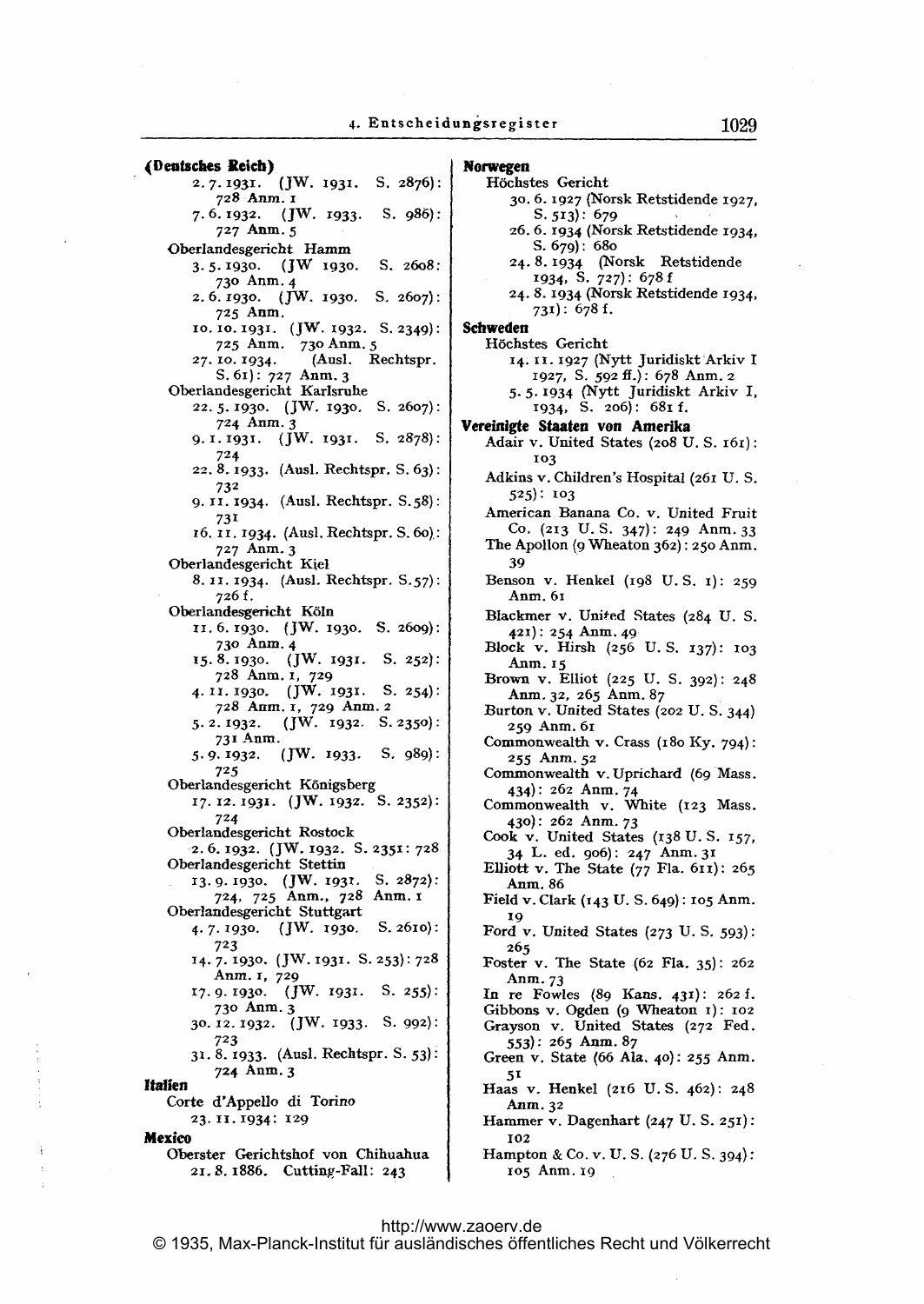**(Deutsches Reich)**

- 2. 7. 1931. (JW. 1931. S. 2876): 728 Anm. 1
- 7. 6. 1932. (JW. 1933. S. 986): 727 Anm. 5

Oberlandesgericht Hamm

- 3. 5. 1930. (JW 1930. S. 2608: 730 Anm. 4
- 2. 6. 1930. (JW. 1930. S. 2607): 725 Anm.
- 10. 10. 1931. (JW. 1932. S. 2349): 725 Anm. 730 Anm. 5
- 27. 10. 1934. (Ausl. Rechtspr. S. 61): 727 Anm. 3

Oberlandesgericht Karlsruhe

- 22. 5. 1930. (JW. 1930. S. 2607): 724 Anm. 3
- 9. 1. 1931. (JW. 1931. S. 2878): 724
- 22. 8. 1933. (Ausl. Rechtspr. S. 63): 732
- 9. 11. 1934. (Ausl. Rechtspr. S. 58): 731
- 16. 11. 1934. (Ausl. Rechtspr. S. 60): 727 Anm. 3

Oberlandesgericht Kiel

- 8. 11. 1934. (Ausl. Rechtspr. S. 57): 726 f.

Oberlandesgericht Köln

- 11. 6. 1930. (JW. 1930. S. 2609): 730 Anm. 4
- 15. 8. 1930. (JW. 1931. S. 252): 728 Anm. 1, 729
- 4. 11. 1930. (JW. 1931. S. 254): 728 Anm. 1, 729 Anm. 2
- 5. 2. 1932. (JW. 1932. S. 2350): 731 Anm.
- 5. 9. 1932. (JW. 1933. S. 989): 725

Oberlandesgericht Königsberg

- 17. 12. 1931. (JW. 1932. S. 2352): 724

Oberlandesgericht Rostock

- 2. 6. 1932. (JW. 1932. S. 2351: 728

Oberlandesgericht Stettin

- 13. 9. 1930. (JW. 1931. S. 2872): 724, 725 Anm., 728 Anm. 1

Oberlandesgericht Stuttgart

- 4. 7. 1930. (JW. 1930. S. 2610): 723
- 14. 7. 1930. (JW. 1931. S. 253): 728 Anm. 1, 729
- 17. 9. 1930. (JW. 1931. S. 255): 730 Anm. 3
- 30. 12. 1932. (JW. 1933. S. 992): 723
- 31. 8. 1933. (Ausl. Rechtspr. S. 53): 724 Anm. 3

**Italien**

Corte d'Appello di Torino

- 23. 11. 1934: 129

**Mexico**

Oberster Gerichtshof von Chihuahua

- 21. 8. 1886. Cutting-Fall: 243

**Norwegen**

Höchstes Gericht

- 30. 6. 1927 (Norsk Retstidende 1927, S. 513): 679
- 26. 6. 1934 (Norsk Retstidende 1934, S. 679): 680
- 24. 8. 1934 (Norsk Retstidende 1934, S. 727): 678 f
- 24. 8. 1934 (Norsk Retstidende 1934, 731): 678 f.

**Schweden**

Höchstes Gericht

- 14. 11. 1927 (Nytt Juridiskt Arkiv I 1927, S. 592 ff.): 678 Anm. 2
- 5. 5. 1934 (Nytt Juridiskt Arkiv I, 1934, S. 206): 681 f.

**Vereinigte Staaten von Amerika**

- Adair v. United States (208 U. S. 161): 103
- Adkins v. Children's Hospital (261 U. S. 525): 103
- American Banana Co. v. United Fruit Co. (213 U. S. 347): 249 Anm. 33
- The Apollon (9 Wheaton 362): 250 Anm. 39
- Benson v. Henkel (198 U. S. 1): 259 Anm. 61
- Blackmer v. United States (284 U. S. 421): 254 Anm. 49
- Block v. Hirsh (256 U. S. 137): 103 Anm. 15
- Brown v. Elliot (225 U. S. 392): 248 Anm. 32, 265 Anm. 87
- Burton v. United States (202 U. S. 344) 259 Anm. 61
- Commonwealth v. Crass (180 Ky. 794): 255 Anm. 52
- Commonwealth v. Uprichard (69 Mass. 434): 262 Anm. 74
- Commonwealth v. White (123 Mass. 430): 262 Anm. 73
- Cook v. United States (138 U. S. 157, 34 L. ed. 906): 247 Anm. 31
- Elliott v. The State (77 Fla. 611): 265 Anm. 86
- Field v. Clark (143 U. S. 649): 105 Anm. 19
- Ford v. United States (273 U. S. 593): 265
- Foster v. The State (62 Fla. 35): 262 Anm. 73
- In re Fowles (89 Kans. 431): 262 f.
- Gibbons v. Ogden (9 Wheaton 1): 102
- Grayson v. United States (272 Fed. 553): 265 Anm. 87
- Green v. State (66 Ala. 40): 255 Anm. 51
- Haas v. Henkel (216 U. S. 462): 248 Anm. 32
- Hammer v. Dagenhart (247 U. S. 251): 102
- Hampton & Co. v. U. S. (276 U. S. 394): 105 Anm. 19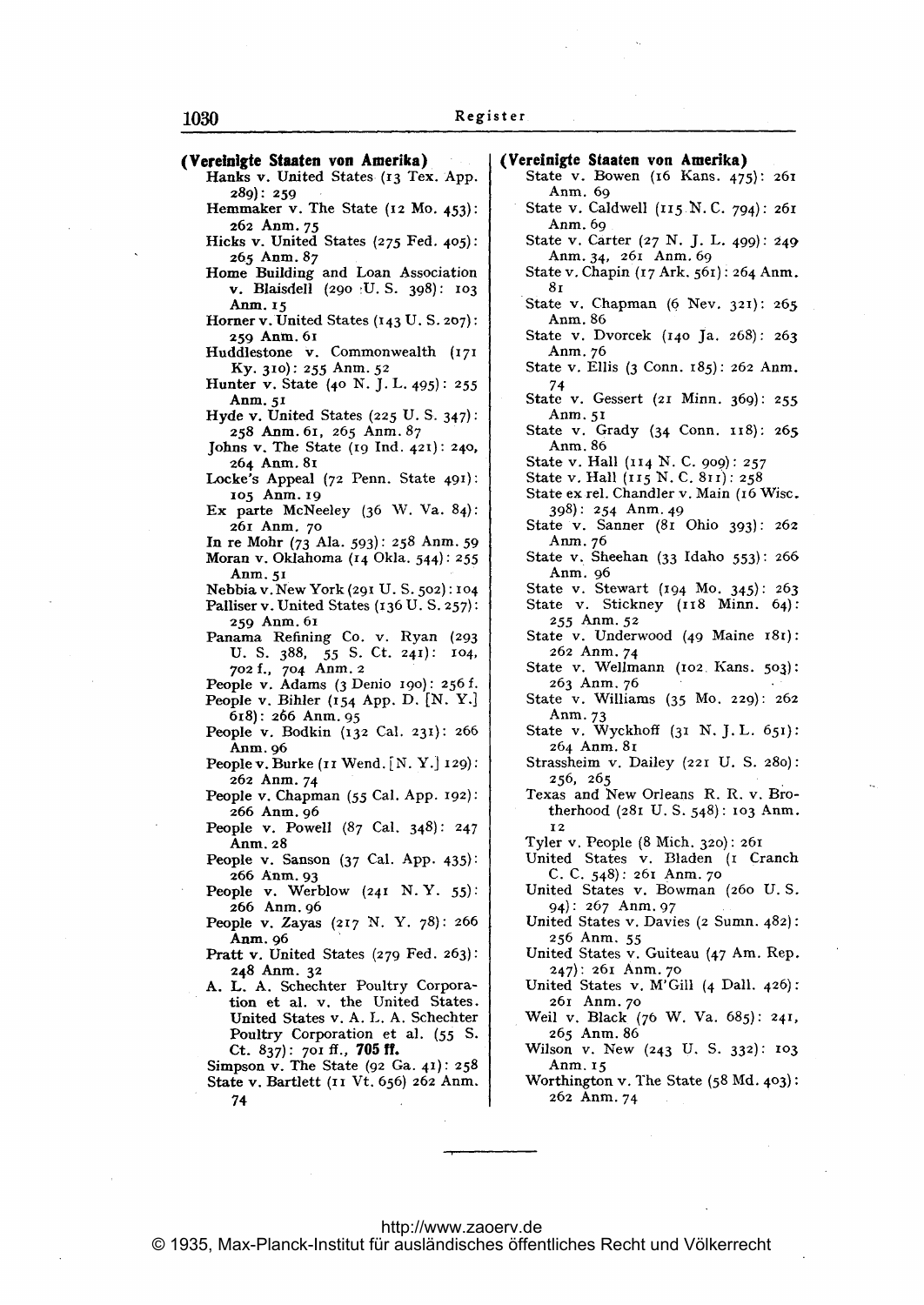**(Vereinigte Staaten von Amerika)**

Hanks v. United States (13 Tex. App. 289): 259

Hemmaker v. The State (12 Mo. 453): 262 Anm. 75

Hicks v. United States (275 Fed. 405): 265 Anm. 87

Home Building and Loan Association v. Blaisdell (290 U. S. 398): 103 Anm. 15

Horner v. United States (143 U. S. 207): 259 Anm. 61

Huddlestone v. Commonwealth (171 Ky. 310): 255 Anm. 52

Hunter v. State (40 N. J. L. 495): 255 Anm. 51

Hyde v. United States (225 U. S. 347): 258 Anm. 61, 265 Anm. 87

Johns v. The State (19 Ind. 421): 240, 264 Anm. 81

Locke's Appeal (72 Penn. State 491): 105 Anm. 19

Ex parte McNeeley (36 W. Va. 84): 261 Anm. 70

In re Mohr (73 Ala. 593): 258 Anm. 59

Moran v. Oklahoma (14 Okla. 544): 255 Anm. 51

Nebbia v. New York (291 U. S. 502): 104

Palliser v. United States (136 U. S. 257): 259 Anm. 61

Panama Refining Co. v. Ryan (293 U. S. 388, 55 S. Ct. 241): 104, 702 f., 704 Anm. 2

People v. Adams (3 Denio 190): 256 f.

People v. Bihler (154 App. D. [N. Y.] 618): 266 Anm. 95

People v. Bodkin (132 Cal. 231): 266 Anm. 96

People v. Burke (11 Wend. [N. Y.] 129): 262 Anm. 74

People v. Chapman (55 Cal. App. 192): 266 Anm. 96

People v. Powell (87 Cal. 348): 247 Anm. 28

People v. Sanson (37 Cal. App. 435): 266 Anm. 93

People v. Werblow (241 N. Y. 55): 266 Anm. 96

People v. Zayas (217 N. Y. 78): 266 Anm. 96

Pratt v. United States (279 Fed. 263): 248 Anm. 32

A. L. A. Schechter Poultry Corporation et al. v. the United States. United States v. A. L. A. Schechter Poultry Corporation et al. (55 S. Ct. 837): 701 ff., **705 ff.**

Simpson v. The State (92 Ga. 41): 258

State v. Bartlett (11 Vt. 656) 262 Anm. 74

State v. Bowen (16 Kans. 475): 261 Anm. 69

State v. Caldwell (115 N. C. 794): 261 Anm. 69

State v. Carter (27 N. J. L. 499): 249 Anm. 34, 261 Anm. 69

State v. Chapin (17 Ark. 561): 264 Anm. 81

State v. Chapman (6 Nev. 321): 265 Anm. 86

State v. Dvorcek (140 Ja. 268): 263 Anm. 76

State v. Ellis (3 Conn. 185): 262 Anm. 74

State v. Gessert (21 Minn. 369): 255 Anm. 51

State v. Grady (34 Conn. 118): 265 Anm. 86

State v. Hall (114 N. C. 909): 257

State v. Hall (115 N. C. 811): 258

State ex rel. Chandler v. Main (16 Wisc. 398): 254 Anm. 49

State v. Sanner (81 Ohio 393): 262 Anm. 76

State v. Sheehan (33 Idaho 553): 266 Anm. 96

State v. Stewart (194 Mo. 345): 263

State v. Stickney (118 Minn. 64): 255 Anm. 52

State v. Underwood (49 Maine 181): 262 Anm. 74

State v. Wellmann (102 Kans. 503): 263 Anm. 76

State v. Williams (35 Mo. 229): 262 Anm. 73

State v. Wyckhoff (31 N. J. L. 651): 264 Anm. 81

Strassheim v. Dailey (221 U. S. 280): 256, 265

Texas and New Orleans R. R. v. Brotherhood (281 U. S. 548): 103 Anm. 12

Tyler v. People (8 Mich. 320): 261

United States v. Bladen (1 Cranch C. C. 548): 261 Anm. 70

United States v. Bowman (260 U. S. 94): 267 Anm. 97

United States v. Davies (2 Sumn. 482): 256 Anm. 55

United States v. Guiteau (47 Am. Rep. 247): 261 Anm. 70

United States v. M'Gill (4 Dall. 426): 261 Anm. 70

Weil v. Black (76 W. Va. 685): 241, 265 Anm. 86

Wilson v. New (243 U. S. 332): 103 Anm. 15

Worthington v. The State (58 Md. 403): 262 Anm. 74